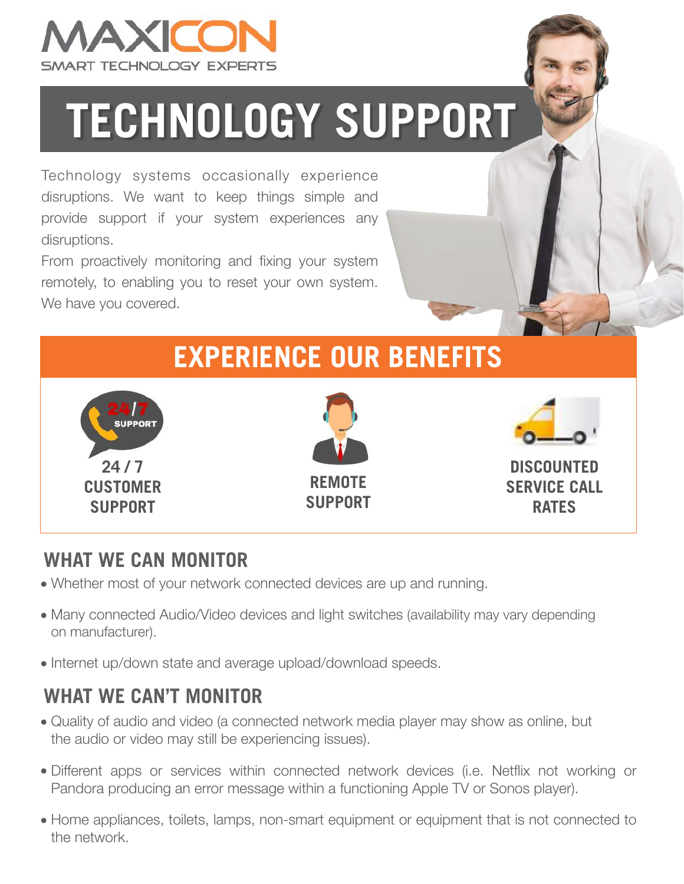MAXICON

SMART TECHNOLOGY EXPERTS

# TECHNOLOGY SUPPORT

Technology systems occasionally experience disruptions. We want to keep things simple and provide support if your system experiences any disruptions.

From proactively monitoring and fixing your system remotely, to enabling you to reset your own system. We have you covered.

## EXPERIENCE OUR BENEFITS

**24 / 7 CUSTOMER SUPPORT**

**REMOTE SUPPORT**

**DISCOUNTED SERVICE CALL RATES**

## WHAT WE CAN MONITOR

- Whether most of your network connected devices are up and running.
- Many connected Audio/Video devices and light switches (availability may vary depending on manufacturer).
- Internet up/down state and average upload/download speeds.

## WHAT WE CAN'T MONITOR

- Quality of audio and video (a connected network media player may show as online, but the audio or video may still be experiencing issues).
- Different apps or services within connected network devices (i.e. Netflix not working or Pandora producing an error message within a functioning Apple TV or Sonos player).
- Home appliances, toilets, lamps, non-smart equipment or equipment that is not connected to the network.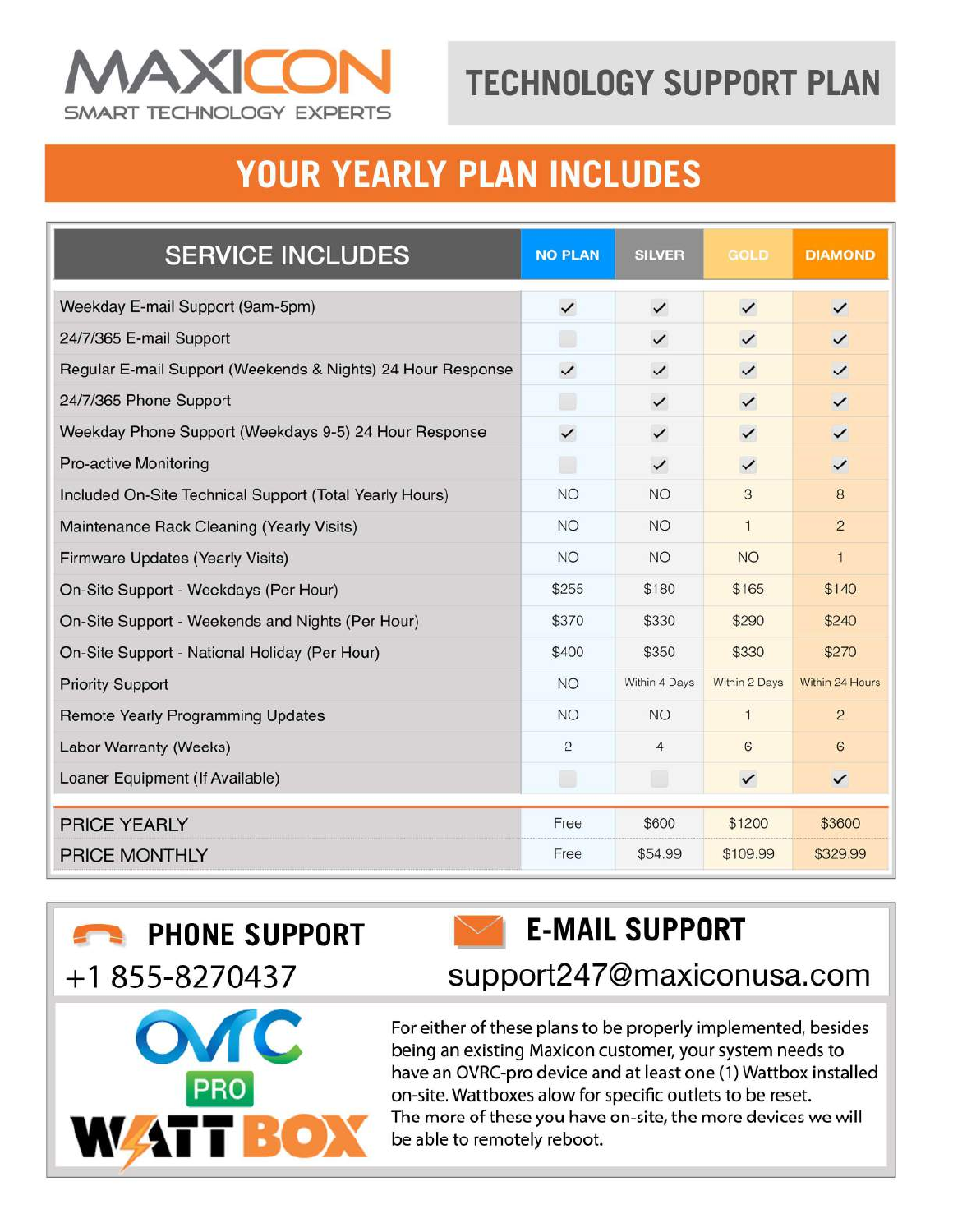# MAXICON

SMART TECHNOLOGY EXPERTS

## TECHNOLOGY SUPPORT PLAN

## YOUR YEARLY PLAN INCLUDES

| SERVICE INCLUDES | NO PLAN | SILVER | GOLD | DIAMOND |
|---|---|---|---|---|
| Weekday E-mail Support (9am-5pm) | ✓ | ✓ | ✓ | ✓ |
| 24/7/365 E-mail Support | | ✓ | ✓ | ✓ |
| Regular E-mail Support (Weekends & Nights) 24 Hour Response | ✓ | ✓ | ✓ | ✓ |
| 24/7/365 Phone Support | | ✓ | ✓ | ✓ |
| Weekday Phone Support (Weekdays 9-5) 24 Hour Response | ✓ | ✓ | ✓ | ✓ |
| Pro-active Monitoring | | ✓ | ✓ | ✓ |
| Included On-Site Technical Support (Total Yearly Hours) | NO | NO | 3 | 8 |
| Maintenance Rack Cleaning (Yearly Visits) | NO | NO | 1 | 2 |
| Firmware Updates (Yearly Visits) | NO | NO | NO | 1 |
| On-Site Support - Weekdays (Per Hour) | $255 | $180 | $165 | $140 |
| On-Site Support - Weekends and Nights (Per Hour) | $370 | $330 | $290 | $240 |
| On-Site Support - National Holiday (Per Hour) | $400 | $350 | $330 | $270 |
| Priority Support | NO | Within 4 Days | Within 2 Days | Within 24 Hours |
| Remote Yearly Programming Updates | NO | NO | 1 | 2 |
| Labor Warranty (Weeks) | 2 | 4 | 6 | 6 |
| Loaner Equipment (If Available) | | | ✓ | ✓ |
| PRICE YEARLY | Free | $600 | $1200 | $3600 |
| PRICE MONTHLY | Free | $54.99 | $109.99 | $329.99 |

## PHONE SUPPORT

+1 855-8270437

## E-MAIL SUPPORT

support247@maxiconusa.com

OvrC PRO

WATTBOX

For either of these plans to be properly implemented, besides being an existing Maxicon customer, your system needs to have an OVRC-pro device and at least one (1) Wattbox installed on-site. Wattboxes alow for specific outlets to be reset. The more of these you have on-site, the more devices we will be able to remotely reboot.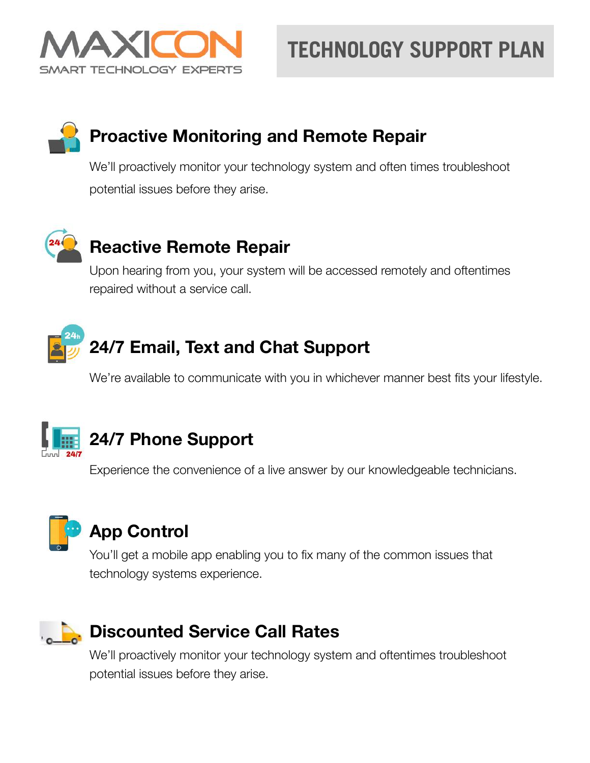MAXICON
SMART TECHNOLOGY EXPERTS

# TECHNOLOGY SUPPORT PLAN

## Proactive Monitoring and Remote Repair

We'll proactively monitor your technology system and often times troubleshoot potential issues before they arise.

## Reactive Remote Repair

Upon hearing from you, your system will be accessed remotely and oftentimes repaired without a service call.

## 24/7 Email, Text and Chat Support

We're available to communicate with you in whichever manner best fits your lifestyle.

## 24/7 Phone Support

Experience the convenience of a live answer by our knowledgeable technicians.

## App Control

You'll get a mobile app enabling you to fix many of the common issues that technology systems experience.

## Discounted Service Call Rates

We'll proactively monitor your technology system and oftentimes troubleshoot potential issues before they arise.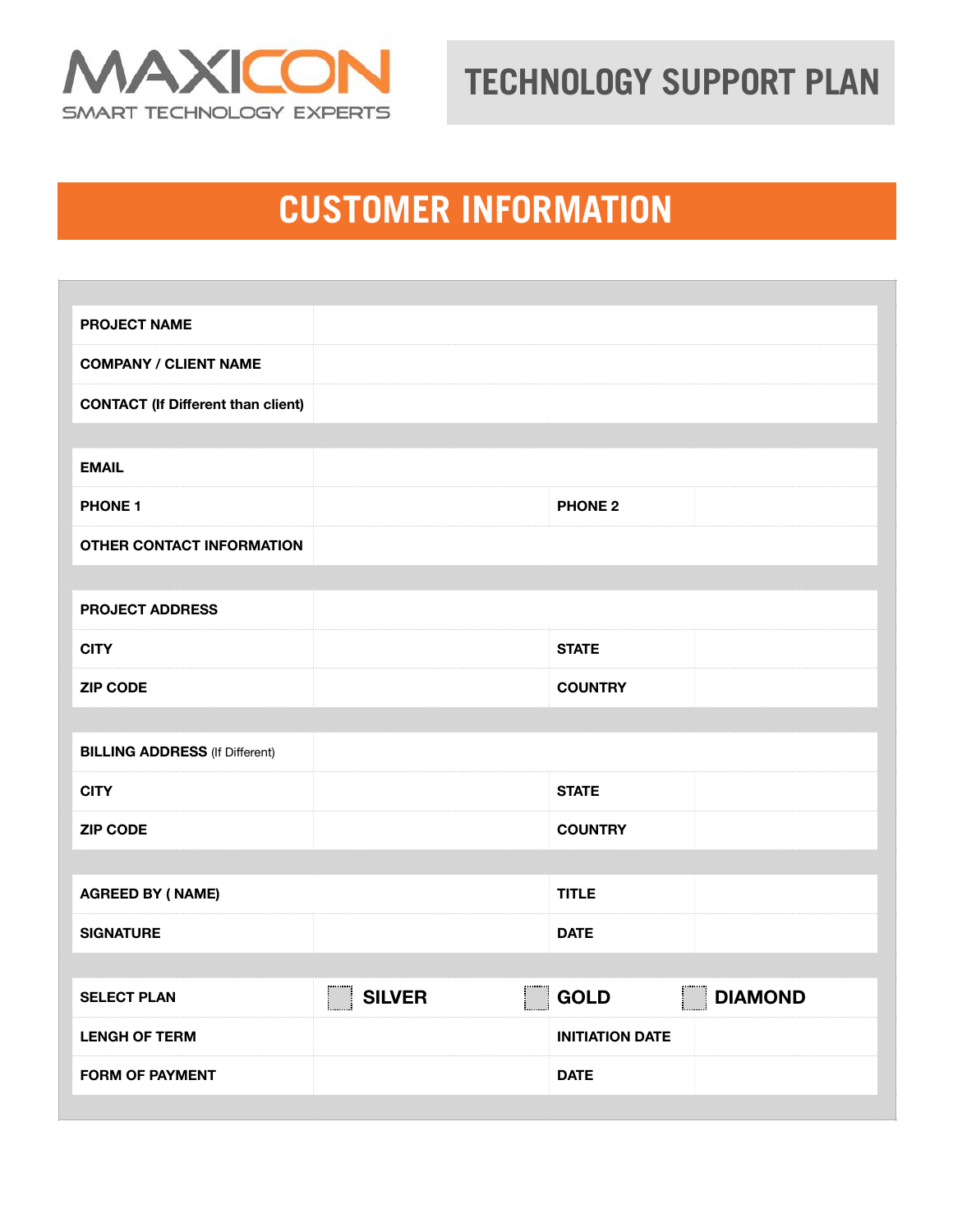MAXICON
SMART TECHNOLOGY EXPERTS

# TECHNOLOGY SUPPORT PLAN

## CUSTOMER INFORMATION

| | | | |
|---|---|---|---|
| **PROJECT NAME** | | | |
| **COMPANY / CLIENT NAME** | | | |
| **CONTACT (If Different than client)** | | | |

| | | | |
|---|---|---|---|
| **EMAIL** | | | |
| **PHONE 1** | | **PHONE 2** | |
| **OTHER CONTACT INFORMATION** | | | |

| | | | |
|---|---|---|---|
| **PROJECT ADDRESS** | | | |
| **CITY** | | **STATE** | |
| **ZIP CODE** | | **COUNTRY** | |

| | | | |
|---|---|---|---|
| **BILLING ADDRESS** (If Different) | | | |
| **CITY** | | **STATE** | |
| **ZIP CODE** | | **COUNTRY** | |

| | | | |
|---|---|---|---|
| **AGREED BY ( NAME)** | | **TITLE** | |
| **SIGNATURE** | | **DATE** | |

| | | | |
|---|---|---|---|
| **SELECT PLAN** | ☐ **SILVER** | ☐ **GOLD** | ☐ **DIAMOND** |
| **LENGH OF TERM** | | **INITIATION DATE** | |
| **FORM OF PAYMENT** | | **DATE** | |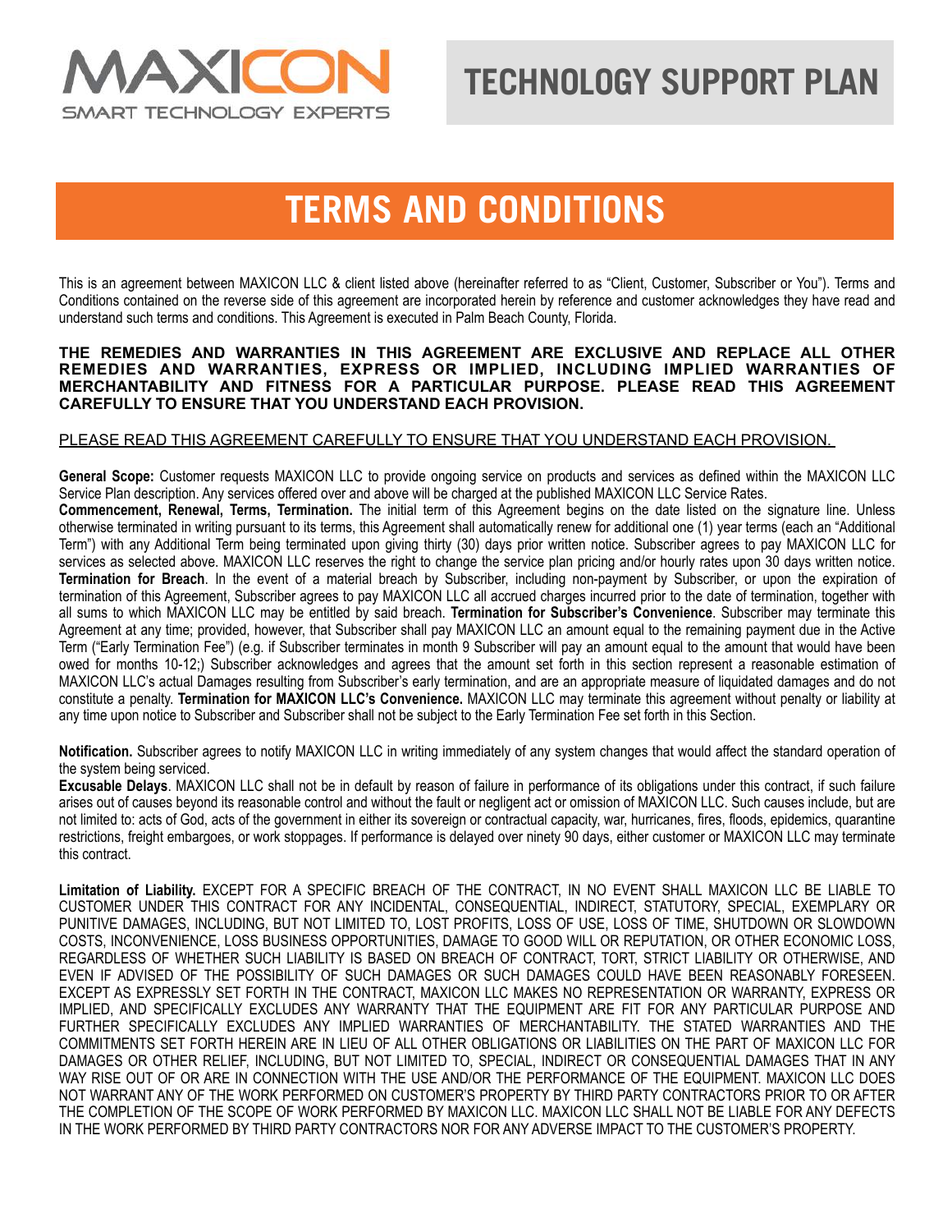MAXICON
SMART TECHNOLOGY EXPERTS

# TECHNOLOGY SUPPORT PLAN

## TERMS AND CONDITIONS

This is an agreement between MAXICON LLC & client listed above (hereinafter referred to as "Client, Customer, Subscriber or You"). Terms and Conditions contained on the reverse side of this agreement are incorporated herein by reference and customer acknowledges they have read and understand such terms and conditions. This Agreement is executed in Palm Beach County, Florida.

**THE REMEDIES AND WARRANTIES IN THIS AGREEMENT ARE EXCLUSIVE AND REPLACE ALL OTHER REMEDIES AND WARRANTIES, EXPRESS OR IMPLIED, INCLUDING IMPLIED WARRANTIES OF MERCHANTABILITY AND FITNESS FOR A PARTICULAR PURPOSE. PLEASE READ THIS AGREEMENT CAREFULLY TO ENSURE THAT YOU UNDERSTAND EACH PROVISION.**

PLEASE READ THIS AGREEMENT CAREFULLY TO ENSURE THAT YOU UNDERSTAND EACH PROVISION.

**General Scope:** Customer requests MAXICON LLC to provide ongoing service on products and services as defined within the MAXICON LLC Service Plan description. Any services offered over and above will be charged at the published MAXICON LLC Service Rates.

**Commencement, Renewal, Terms, Termination.** The initial term of this Agreement begins on the date listed on the signature line. Unless otherwise terminated in writing pursuant to its terms, this Agreement shall automatically renew for additional one (1) year terms (each an "Additional Term") with any Additional Term being terminated upon giving thirty (30) days prior written notice. Subscriber agrees to pay MAXICON LLC for services as selected above. MAXICON LLC reserves the right to change the service plan pricing and/or hourly rates upon 30 days written notice. **Termination for Breach**. In the event of a material breach by Subscriber, including non-payment by Subscriber, or upon the expiration of termination of this Agreement, Subscriber agrees to pay MAXICON LLC all accrued charges incurred prior to the date of termination, together with all sums to which MAXICON LLC may be entitled by said breach. **Termination for Subscriber's Convenience**. Subscriber may terminate this Agreement at any time; provided, however, that Subscriber shall pay MAXICON LLC an amount equal to the remaining payment due in the Active Term ("Early Termination Fee") (e.g. if Subscriber terminates in month 9 Subscriber will pay an amount equal to the amount that would have been owed for months 10-12;) Subscriber acknowledges and agrees that the amount set forth in this section represent a reasonable estimation of MAXICON LLC's actual Damages resulting from Subscriber's early termination, and are an appropriate measure of liquidated damages and do not constitute a penalty. **Termination for MAXICON LLC's Convenience.** MAXICON LLC may terminate this agreement without penalty or liability at any time upon notice to Subscriber and Subscriber shall not be subject to the Early Termination Fee set forth in this Section.

**Notification.** Subscriber agrees to notify MAXICON LLC in writing immediately of any system changes that would affect the standard operation of the system being serviced.

**Excusable Delays**. MAXICON LLC shall not be in default by reason of failure in performance of its obligations under this contract, if such failure arises out of causes beyond its reasonable control and without the fault or negligent act or omission of MAXICON LLC. Such causes include, but are not limited to: acts of God, acts of the government in either its sovereign or contractual capacity, war, hurricanes, fires, floods, epidemics, quarantine restrictions, freight embargoes, or work stoppages. If performance is delayed over ninety 90 days, either customer or MAXICON LLC may terminate this contract.

**Limitation of Liability.** EXCEPT FOR A SPECIFIC BREACH OF THE CONTRACT, IN NO EVENT SHALL MAXICON LLC BE LIABLE TO CUSTOMER UNDER THIS CONTRACT FOR ANY INCIDENTAL, CONSEQUENTIAL, INDIRECT, STATUTORY, SPECIAL, EXEMPLARY OR PUNITIVE DAMAGES, INCLUDING, BUT NOT LIMITED TO, LOST PROFITS, LOSS OF USE, LOSS OF TIME, SHUTDOWN OR SLOWDOWN COSTS, INCONVENIENCE, LOSS BUSINESS OPPORTUNITIES, DAMAGE TO GOOD WILL OR REPUTATION, OR OTHER ECONOMIC LOSS, REGARDLESS OF WHETHER SUCH LIABILITY IS BASED ON BREACH OF CONTRACT, TORT, STRICT LIABILITY OR OTHERWISE, AND EVEN IF ADVISED OF THE POSSIBILITY OF SUCH DAMAGES OR SUCH DAMAGES COULD HAVE BEEN REASONABLY FORESEEN. EXCEPT AS EXPRESSLY SET FORTH IN THE CONTRACT, MAXICON LLC MAKES NO REPRESENTATION OR WARRANTY, EXPRESS OR IMPLIED, AND SPECIFICALLY EXCLUDES ANY WARRANTY THAT THE EQUIPMENT ARE FIT FOR ANY PARTICULAR PURPOSE AND FURTHER SPECIFICALLY EXCLUDES ANY IMPLIED WARRANTIES OF MERCHANTABILITY. THE STATED WARRANTIES AND THE COMMITMENTS SET FORTH HEREIN ARE IN LIEU OF ALL OTHER OBLIGATIONS OR LIABILITIES ON THE PART OF MAXICON LLC FOR DAMAGES OR OTHER RELIEF, INCLUDING, BUT NOT LIMITED TO, SPECIAL, INDIRECT OR CONSEQUENTIAL DAMAGES THAT IN ANY WAY RISE OUT OF OR ARE IN CONNECTION WITH THE USE AND/OR THE PERFORMANCE OF THE EQUIPMENT. MAXICON LLC DOES NOT WARRANT ANY OF THE WORK PERFORMED ON CUSTOMER'S PROPERTY BY THIRD PARTY CONTRACTORS PRIOR TO OR AFTER THE COMPLETION OF THE SCOPE OF WORK PERFORMED BY MAXICON LLC. MAXICON LLC SHALL NOT BE LIABLE FOR ANY DEFECTS IN THE WORK PERFORMED BY THIRD PARTY CONTRACTORS NOR FOR ANY ADVERSE IMPACT TO THE CUSTOMER'S PROPERTY.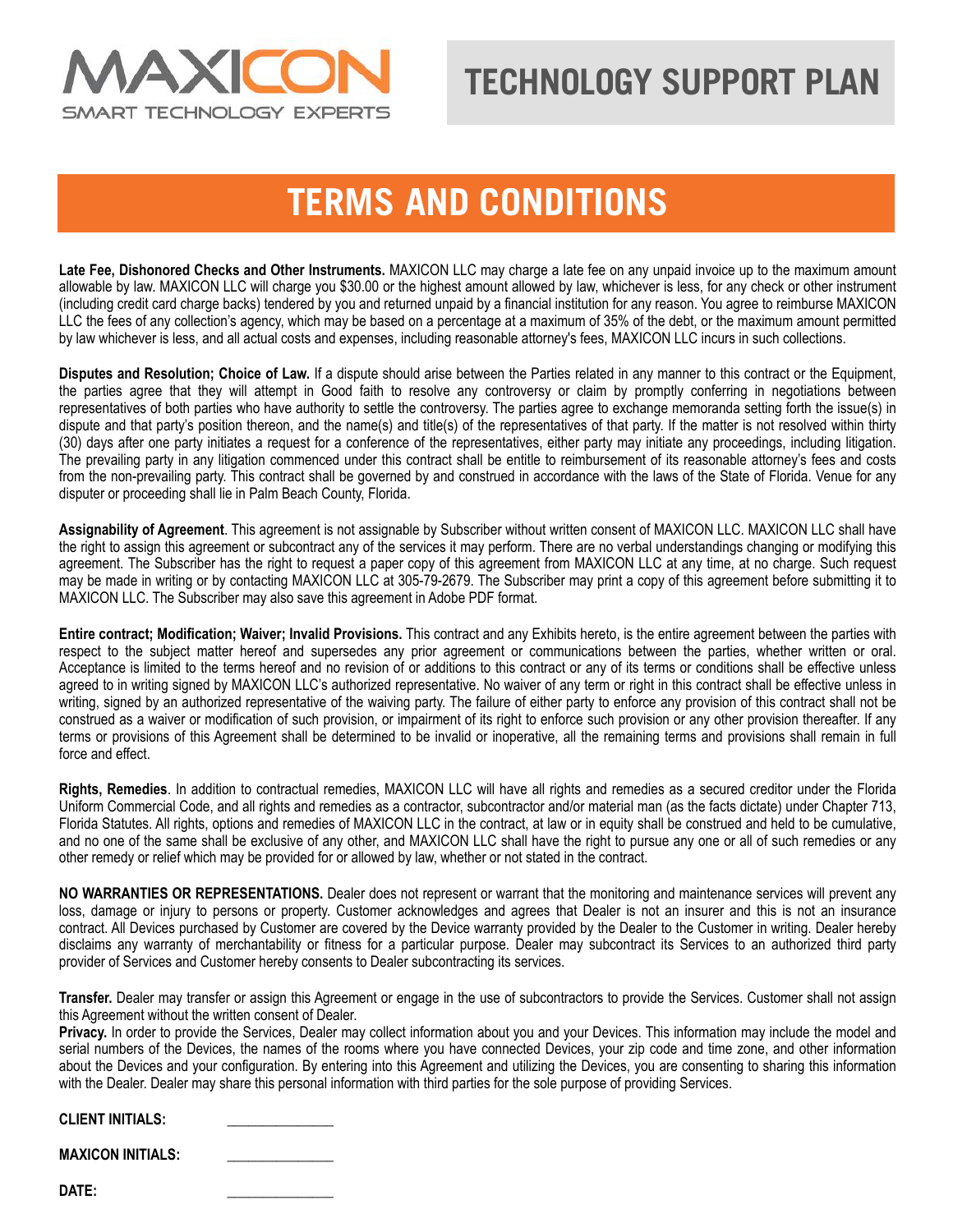MAXICON

SMART TECHNOLOGY EXPERTS

# TECHNOLOGY SUPPORT PLAN

## TERMS AND CONDITIONS

**Late Fee, Dishonored Checks and Other Instruments.** MAXICON LLC may charge a late fee on any unpaid invoice up to the maximum amount allowable by law. MAXICON LLC will charge you $30.00 or the highest amount allowed by law, whichever is less, for any check or other instrument (including credit card charge backs) tendered by you and returned unpaid by a financial institution for any reason. You agree to reimburse MAXICON LLC the fees of any collection's agency, which may be based on a percentage at a maximum of 35% of the debt, or the maximum amount permitted by law whichever is less, and all actual costs and expenses, including reasonable attorney's fees, MAXICON LLC incurs in such collections.

**Disputes and Resolution; Choice of Law.** If a dispute should arise between the Parties related in any manner to this contract or the Equipment, the parties agree that they will attempt in Good faith to resolve any controversy or claim by promptly conferring in negotiations between representatives of both parties who have authority to settle the controversy. The parties agree to exchange memoranda setting forth the issue(s) in dispute and that party's position thereon, and the name(s) and title(s) of the representatives of that party. If the matter is not resolved within thirty (30) days after one party initiates a request for a conference of the representatives, either party may initiate any proceedings, including litigation. The prevailing party in any litigation commenced under this contract shall be entitle to reimbursement of its reasonable attorney's fees and costs from the non-prevailing party. This contract shall be governed by and construed in accordance with the laws of the State of Florida. Venue for any disputer or proceeding shall lie in Palm Beach County, Florida.

**Assignability of Agreement**. This agreement is not assignable by Subscriber without written consent of MAXICON LLC. MAXICON LLC shall have the right to assign this agreement or subcontract any of the services it may perform. There are no verbal understandings changing or modifying this agreement. The Subscriber has the right to request a paper copy of this agreement from MAXICON LLC at any time, at no charge. Such request may be made in writing or by contacting MAXICON LLC at 305-79-2679. The Subscriber may print a copy of this agreement before submitting it to MAXICON LLC. The Subscriber may also save this agreement in Adobe PDF format.

**Entire contract; Modification; Waiver; Invalid Provisions.** This contract and any Exhibits hereto, is the entire agreement between the parties with respect to the subject matter hereof and supersedes any prior agreement or communications between the parties, whether written or oral. Acceptance is limited to the terms hereof and no revision of or additions to this contract or any of its terms or conditions shall be effective unless agreed to in writing signed by MAXICON LLC's authorized representative. No waiver of any term or right in this contract shall be effective unless in writing, signed by an authorized representative of the waiving party. The failure of either party to enforce any provision of this contract shall not be construed as a waiver or modification of such provision, or impairment of its right to enforce such provision or any other provision thereafter. If any terms or provisions of this Agreement shall be determined to be invalid or inoperative, all the remaining terms and provisions shall remain in full force and effect.

**Rights, Remedies**. In addition to contractual remedies, MAXICON LLC will have all rights and remedies as a secured creditor under the Florida Uniform Commercial Code, and all rights and remedies as a contractor, subcontractor and/or material man (as the facts dictate) under Chapter 713, Florida Statutes. All rights, options and remedies of MAXICON LLC in the contract, at law or in equity shall be construed and held to be cumulative, and no one of the same shall be exclusive of any other, and MAXICON LLC shall have the right to pursue any one or all of such remedies or any other remedy or relief which may be provided for or allowed by law, whether or not stated in the contract.

**NO WARRANTIES OR REPRESENTATIONS.** Dealer does not represent or warrant that the monitoring and maintenance services will prevent any loss, damage or injury to persons or property. Customer acknowledges and agrees that Dealer is not an insurer and this is not an insurance contract. All Devices purchased by Customer are covered by the Device warranty provided by the Dealer to the Customer in writing. Dealer hereby disclaims any warranty of merchantability or fitness for a particular purpose. Dealer may subcontract its Services to an authorized third party provider of Services and Customer hereby consents to Dealer subcontracting its services.

**Transfer.** Dealer may transfer or assign this Agreement or engage in the use of subcontractors to provide the Services. Customer shall not assign this Agreement without the written consent of Dealer.

**Privacy.** In order to provide the Services, Dealer may collect information about you and your Devices. This information may include the model and serial numbers of the Devices, the names of the rooms where you have connected Devices, your zip code and time zone, and other information about the Devices and your configuration. By entering into this Agreement and utilizing the Devices, you are consenting to sharing this information with the Dealer. Dealer may share this personal information with third parties for the sole purpose of providing Services.

**CLIENT INITIALS:** _______________

**MAXICON INITIALS:** _______________

**DATE:** _______________